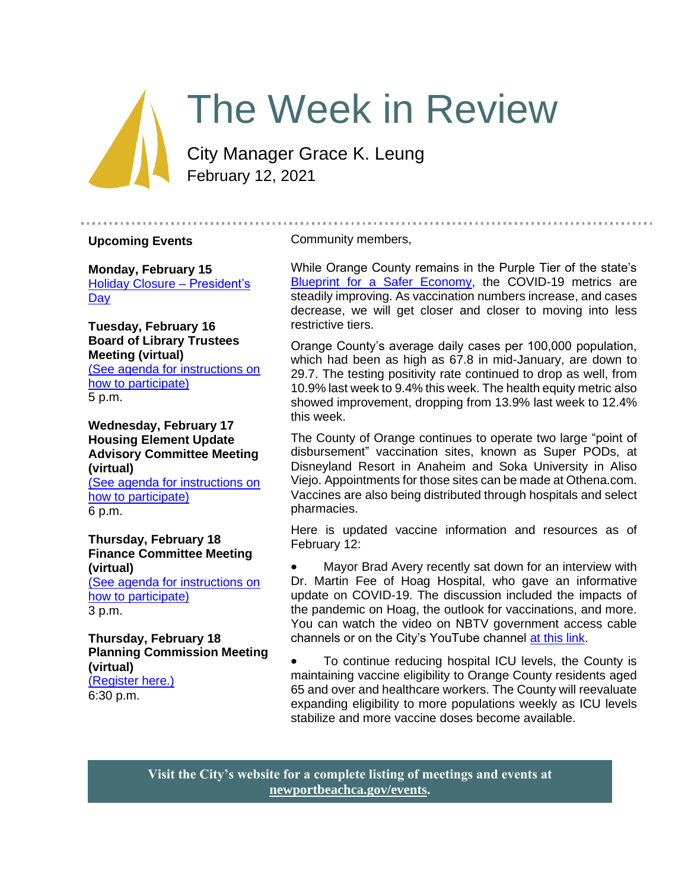# The Week in Review

City Manager Grace K. Leung
February 12, 2021

## Upcoming Events

**Monday, February 15**
Holiday Closure – President's Day

**Tuesday, February 16**
**Board of Library Trustees Meeting (virtual)**
(See agenda for instructions on how to participate)
5 p.m.

**Wednesday, February 17**
**Housing Element Update Advisory Committee Meeting (virtual)**
(See agenda for instructions on how to participate)
6 p.m.

**Thursday, February 18**
**Finance Committee Meeting (virtual)**
(See agenda for instructions on how to participate)
3 p.m.

**Thursday, February 18**
**Planning Commission Meeting (virtual)**
(Register here.)
6:30 p.m.

---

Community members,

While Orange County remains in the Purple Tier of the state's Blueprint for a Safer Economy, the COVID-19 metrics are steadily improving. As vaccination numbers increase, and cases decrease, we will get closer and closer to moving into less restrictive tiers.

Orange County's average daily cases per 100,000 population, which had been as high as 67.8 in mid-January, are down to 29.7. The testing positivity rate continued to drop as well, from 10.9% last week to 9.4% this week. The health equity metric also showed improvement, dropping from 13.9% last week to 12.4% this week.

The County of Orange continues to operate two large "point of disbursement" vaccination sites, known as Super PODs, at Disneyland Resort in Anaheim and Soka University in Aliso Viejo. Appointments for those sites can be made at Othena.com. Vaccines are also being distributed through hospitals and select pharmacies.

Here is updated vaccine information and resources as of February 12:

- Mayor Brad Avery recently sat down for an interview with Dr. Martin Fee of Hoag Hospital, who gave an informative update on COVID-19. The discussion included the impacts of the pandemic on Hoag, the outlook for vaccinations, and more. You can watch the video on NBTV government access cable channels or on the City's YouTube channel at this link.

- To continue reducing hospital ICU levels, the County is maintaining vaccine eligibility to Orange County residents aged 65 and over and healthcare workers. The County will reevaluate expanding eligibility to more populations weekly as ICU levels stabilize and more vaccine doses become available.

**Visit the City's website for a complete listing of meetings and events at newportbeachca.gov/events.**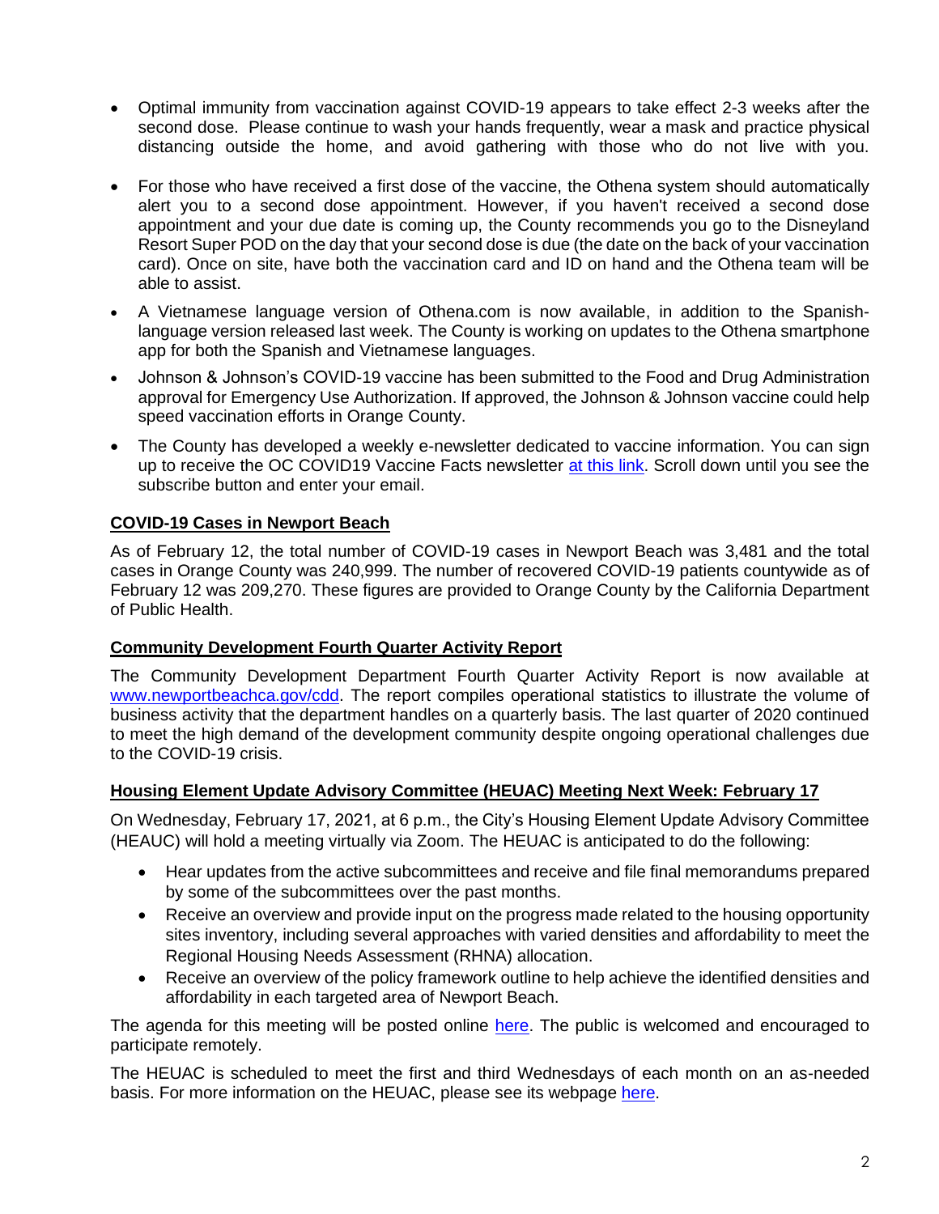- Optimal immunity from vaccination against COVID-19 appears to take effect 2-3 weeks after the second dose. Please continue to wash your hands frequently, wear a mask and practice physical distancing outside the home, and avoid gathering with those who do not live with you.
- For those who have received a first dose of the vaccine, the Othena system should automatically alert you to a second dose appointment. However, if you haven't received a second dose appointment and your due date is coming up, the County recommends you go to the Disneyland Resort Super POD on the day that your second dose is due (the date on the back of your vaccination card). Once on site, have both the vaccination card and ID on hand and the Othena team will be able to assist.
- A Vietnamese language version of Othena.com is now available, in addition to the Spanish-language version released last week. The County is working on updates to the Othena smartphone app for both the Spanish and Vietnamese languages.
- Johnson & Johnson's COVID-19 vaccine has been submitted to the Food and Drug Administration approval for Emergency Use Authorization. If approved, the Johnson & Johnson vaccine could help speed vaccination efforts in Orange County.
- The County has developed a weekly e-newsletter dedicated to vaccine information. You can sign up to receive the OC COVID19 Vaccine Facts newsletter at this link. Scroll down until you see the subscribe button and enter your email.

**COVID-19 Cases in Newport Beach**

As of February 12, the total number of COVID-19 cases in Newport Beach was 3,481 and the total cases in Orange County was 240,999. The number of recovered COVID-19 patients countywide as of February 12 was 209,270. These figures are provided to Orange County by the California Department of Public Health.

**Community Development Fourth Quarter Activity Report**

The Community Development Department Fourth Quarter Activity Report is now available at www.newportbeachca.gov/cdd. The report compiles operational statistics to illustrate the volume of business activity that the department handles on a quarterly basis. The last quarter of 2020 continued to meet the high demand of the development community despite ongoing operational challenges due to the COVID-19 crisis.

**Housing Element Update Advisory Committee (HEUAC) Meeting Next Week: February 17**

On Wednesday, February 17, 2021, at 6 p.m., the City's Housing Element Update Advisory Committee (HEAUC) will hold a meeting virtually via Zoom. The HEUAC is anticipated to do the following:

- Hear updates from the active subcommittees and receive and file final memorandums prepared by some of the subcommittees over the past months.
- Receive an overview and provide input on the progress made related to the housing opportunity sites inventory, including several approaches with varied densities and affordability to meet the Regional Housing Needs Assessment (RHNA) allocation.
- Receive an overview of the policy framework outline to help achieve the identified densities and affordability in each targeted area of Newport Beach.

The agenda for this meeting will be posted online here. The public is welcomed and encouraged to participate remotely.

The HEUAC is scheduled to meet the first and third Wednesdays of each month on an as-needed basis. For more information on the HEUAC, please see its webpage here.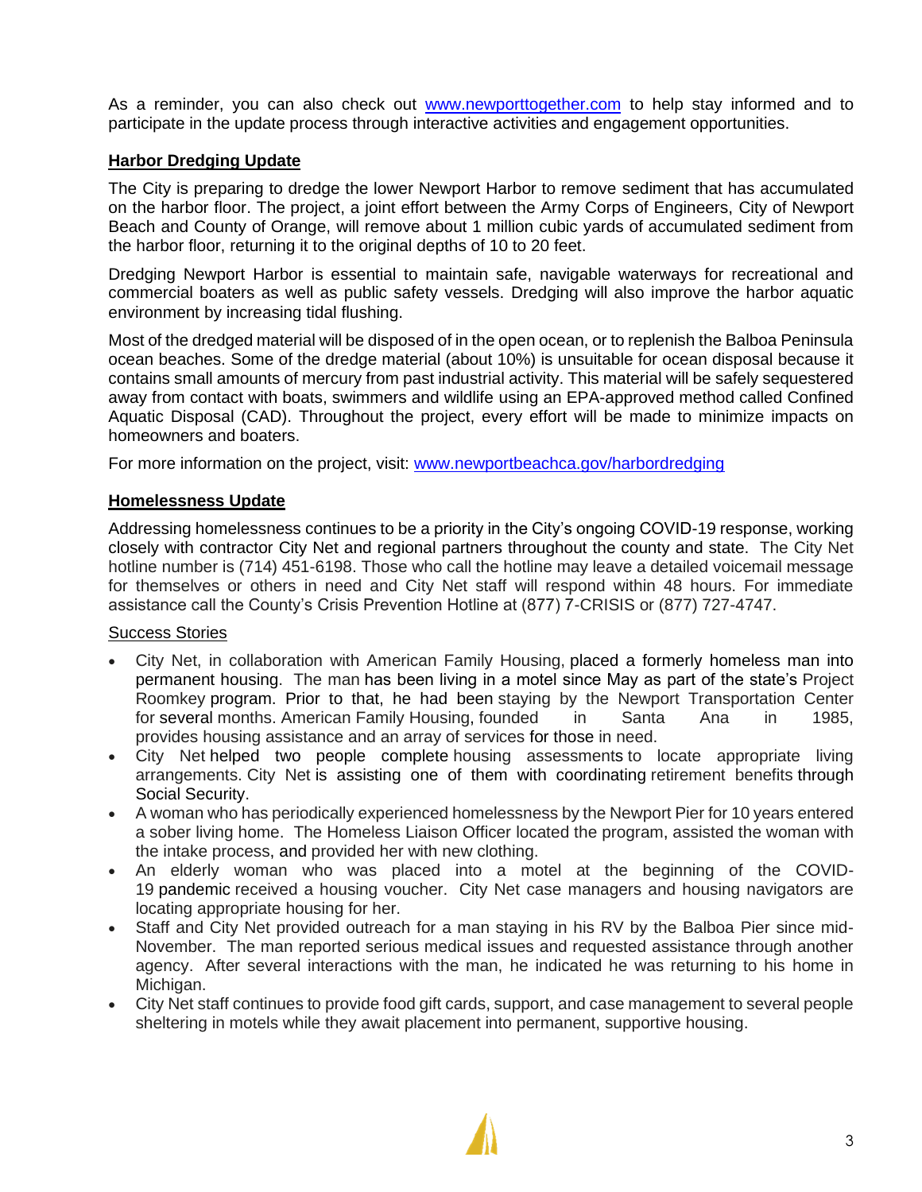As a reminder, you can also check out www.newporttogether.com to help stay informed and to participate in the update process through interactive activities and engagement opportunities.

**Harbor Dredging Update**

The City is preparing to dredge the lower Newport Harbor to remove sediment that has accumulated on the harbor floor. The project, a joint effort between the Army Corps of Engineers, City of Newport Beach and County of Orange, will remove about 1 million cubic yards of accumulated sediment from the harbor floor, returning it to the original depths of 10 to 20 feet.

Dredging Newport Harbor is essential to maintain safe, navigable waterways for recreational and commercial boaters as well as public safety vessels. Dredging will also improve the harbor aquatic environment by increasing tidal flushing.

Most of the dredged material will be disposed of in the open ocean, or to replenish the Balboa Peninsula ocean beaches. Some of the dredge material (about 10%) is unsuitable for ocean disposal because it contains small amounts of mercury from past industrial activity. This material will be safely sequestered away from contact with boats, swimmers and wildlife using an EPA-approved method called Confined Aquatic Disposal (CAD). Throughout the project, every effort will be made to minimize impacts on homeowners and boaters.

For more information on the project, visit: www.newportbeachca.gov/harbordredging

**Homelessness Update**

Addressing homelessness continues to be a priority in the City's ongoing COVID-19 response, working closely with contractor City Net and regional partners throughout the county and state. The City Net hotline number is (714) 451-6198. Those who call the hotline may leave a detailed voicemail message for themselves or others in need and City Net staff will respond within 48 hours. For immediate assistance call the County's Crisis Prevention Hotline at (877) 7-CRISIS or (877) 727-4747.

Success Stories

- City Net, in collaboration with American Family Housing, placed a formerly homeless man into permanent housing. The man has been living in a motel since May as part of the state's Project Roomkey program. Prior to that, he had been staying by the Newport Transportation Center for several months. American Family Housing, founded in Santa Ana in 1985, provides housing assistance and an array of services for those in need.
- City Net helped two people complete housing assessments to locate appropriate living arrangements. City Net is assisting one of them with coordinating retirement benefits through Social Security.
- A woman who has periodically experienced homelessness by the Newport Pier for 10 years entered a sober living home. The Homeless Liaison Officer located the program, assisted the woman with the intake process, and provided her with new clothing.
- An elderly woman who was placed into a motel at the beginning of the COVID-19 pandemic received a housing voucher. City Net case managers and housing navigators are locating appropriate housing for her.
- Staff and City Net provided outreach for a man staying in his RV by the Balboa Pier since mid-November. The man reported serious medical issues and requested assistance through another agency. After several interactions with the man, he indicated he was returning to his home in Michigan.
- City Net staff continues to provide food gift cards, support, and case management to several people sheltering in motels while they await placement into permanent, supportive housing.